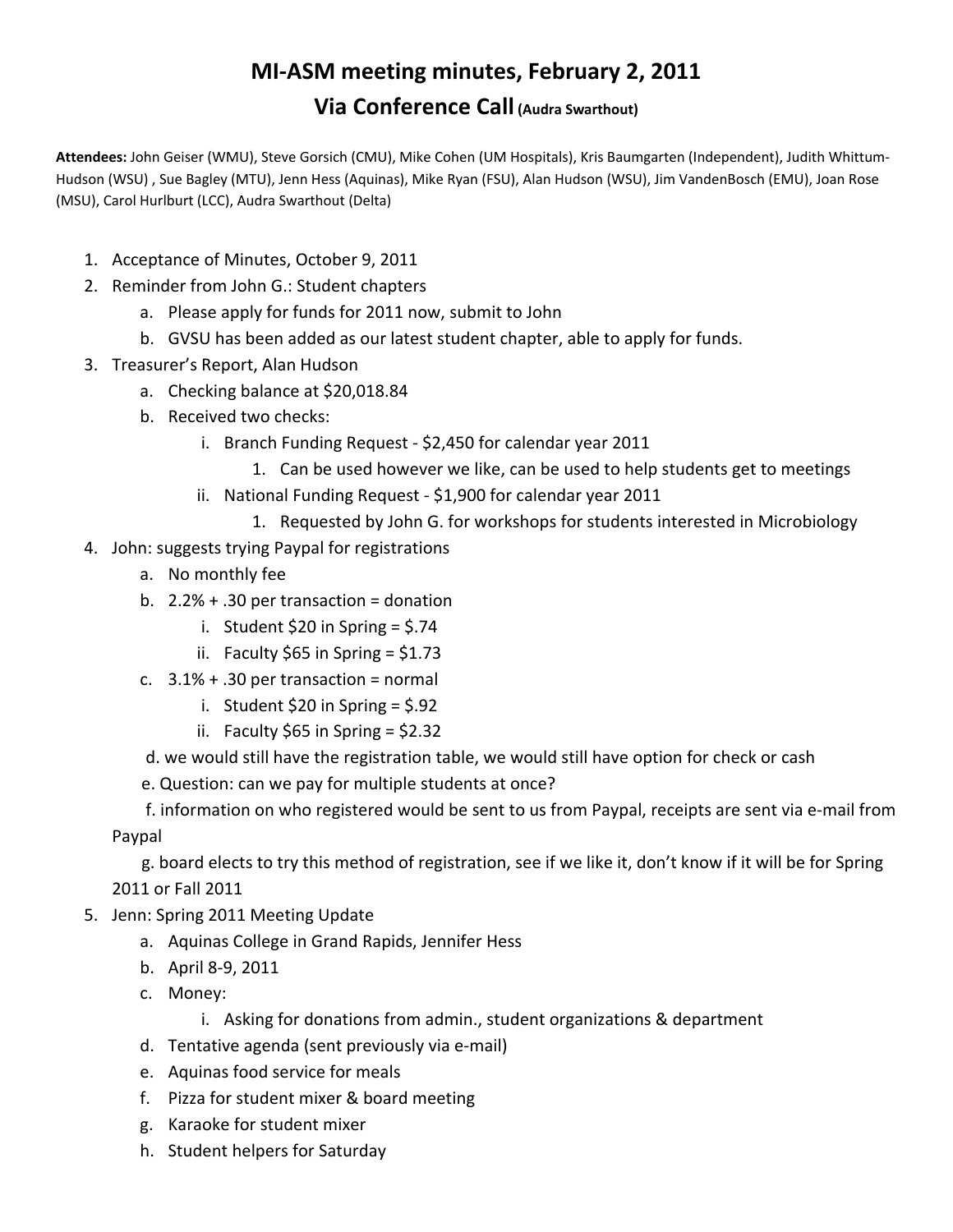# MI-ASM meeting minutes, February 2, 2011

## Via Conference Call (Audra Swarthout)

**Attendees:** John Geiser (WMU), Steve Gorsich (CMU), Mike Cohen (UM Hospitals), Kris Baumgarten (Independent), Judith Whittum-Hudson (WSU) , Sue Bagley (MTU), Jenn Hess (Aquinas), Mike Ryan (FSU), Alan Hudson (WSU), Jim VandenBosch (EMU), Joan Rose (MSU), Carol Hurlburt (LCC), Audra Swarthout (Delta)

1. Acceptance of Minutes, October 9, 2011
2. Reminder from John G.: Student chapters
   a. Please apply for funds for 2011 now, submit to John
   b. GVSU has been added as our latest student chapter, able to apply for funds.
3. Treasurer's Report, Alan Hudson
   a. Checking balance at $20,018.84
   b. Received two checks:
      i. Branch Funding Request - $2,450 for calendar year 2011
         1. Can be used however we like, can be used to help students get to meetings
      ii. National Funding Request - $1,900 for calendar year 2011
         1. Requested by John G. for workshops for students interested in Microbiology
4. John: suggests trying Paypal for registrations
   a. No monthly fee
   b. 2.2% + .30 per transaction = donation
      i. Student $20 in Spring = $.74
      ii. Faculty $65 in Spring = $1.73
   c. 3.1% + .30 per transaction = normal
      i. Student $20 in Spring = $.92
      ii. Faculty $65 in Spring = $2.32
   d. we would still have the registration table, we would still have option for check or cash
   e. Question: can we pay for multiple students at once?
   f. information on who registered would be sent to us from Paypal, receipts are sent via e-mail from Paypal
   g. board elects to try this method of registration, see if we like it, don't know if it will be for Spring 2011 or Fall 2011
5. Jenn: Spring 2011 Meeting Update
   a. Aquinas College in Grand Rapids, Jennifer Hess
   b. April 8-9, 2011
   c. Money:
      i. Asking for donations from admin., student organizations & department
   d. Tentative agenda (sent previously via e-mail)
   e. Aquinas food service for meals
   f. Pizza for student mixer & board meeting
   g. Karaoke for student mixer
   h. Student helpers for Saturday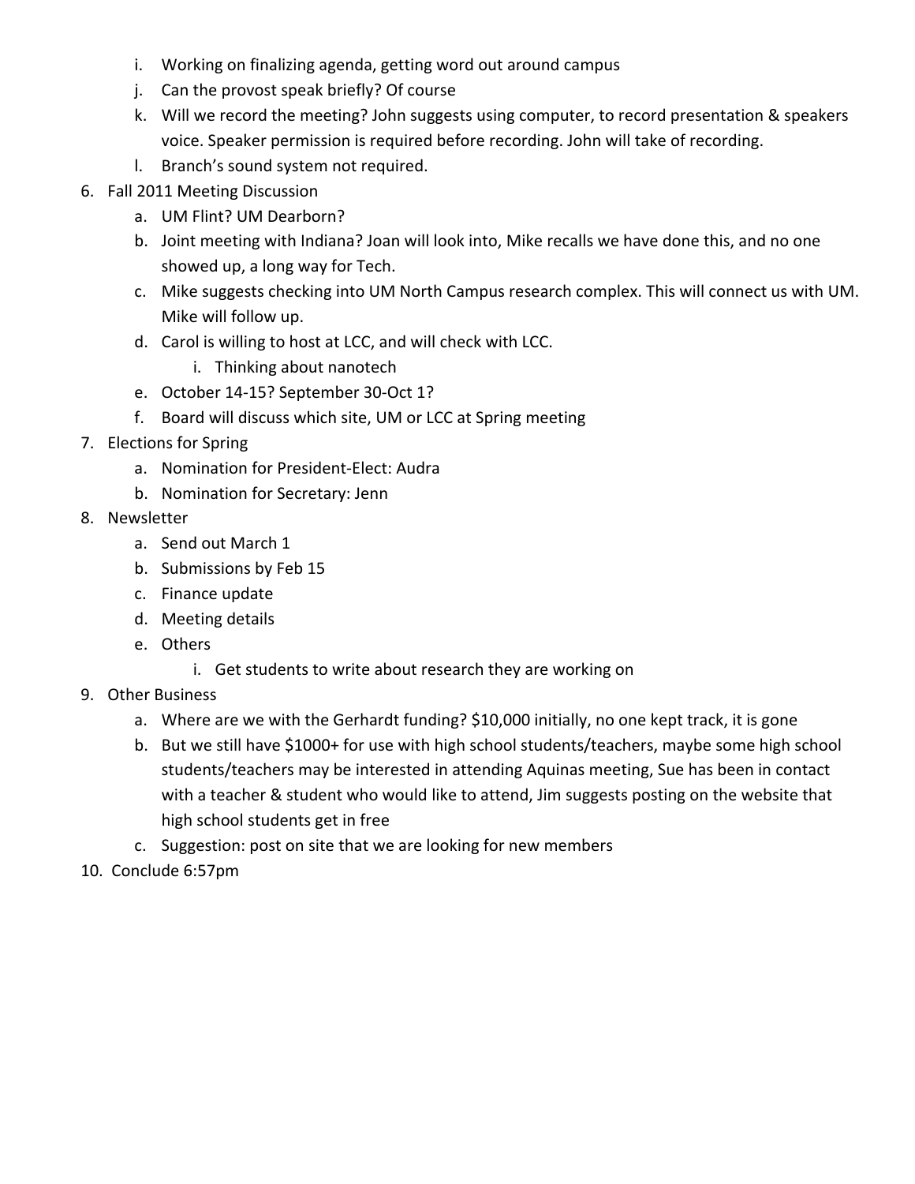i. Working on finalizing agenda, getting word out around campus
   j. Can the provost speak briefly? Of course
   k. Will we record the meeting? John suggests using computer, to record presentation & speakers voice. Speaker permission is required before recording. John will take of recording.
   l. Branch's sound system not required.

6. Fall 2011 Meeting Discussion
   a. UM Flint? UM Dearborn?
   b. Joint meeting with Indiana? Joan will look into, Mike recalls we have done this, and no one showed up, a long way for Tech.
   c. Mike suggests checking into UM North Campus research complex. This will connect us with UM. Mike will follow up.
   d. Carol is willing to host at LCC, and will check with LCC.
      i. Thinking about nanotech
   e. October 14-15? September 30-Oct 1?
   f. Board will discuss which site, UM or LCC at Spring meeting
7. Elections for Spring
   a. Nomination for President-Elect: Audra
   b. Nomination for Secretary: Jenn
8. Newsletter
   a. Send out March 1
   b. Submissions by Feb 15
   c. Finance update
   d. Meeting details
   e. Others
      i. Get students to write about research they are working on
9. Other Business
   a. Where are we with the Gerhardt funding? $10,000 initially, no one kept track, it is gone
   b. But we still have $1000+ for use with high school students/teachers, maybe some high school students/teachers may be interested in attending Aquinas meeting, Sue has been in contact with a teacher & student who would like to attend, Jim suggests posting on the website that high school students get in free
   c. Suggestion: post on site that we are looking for new members
10. Conclude 6:57pm